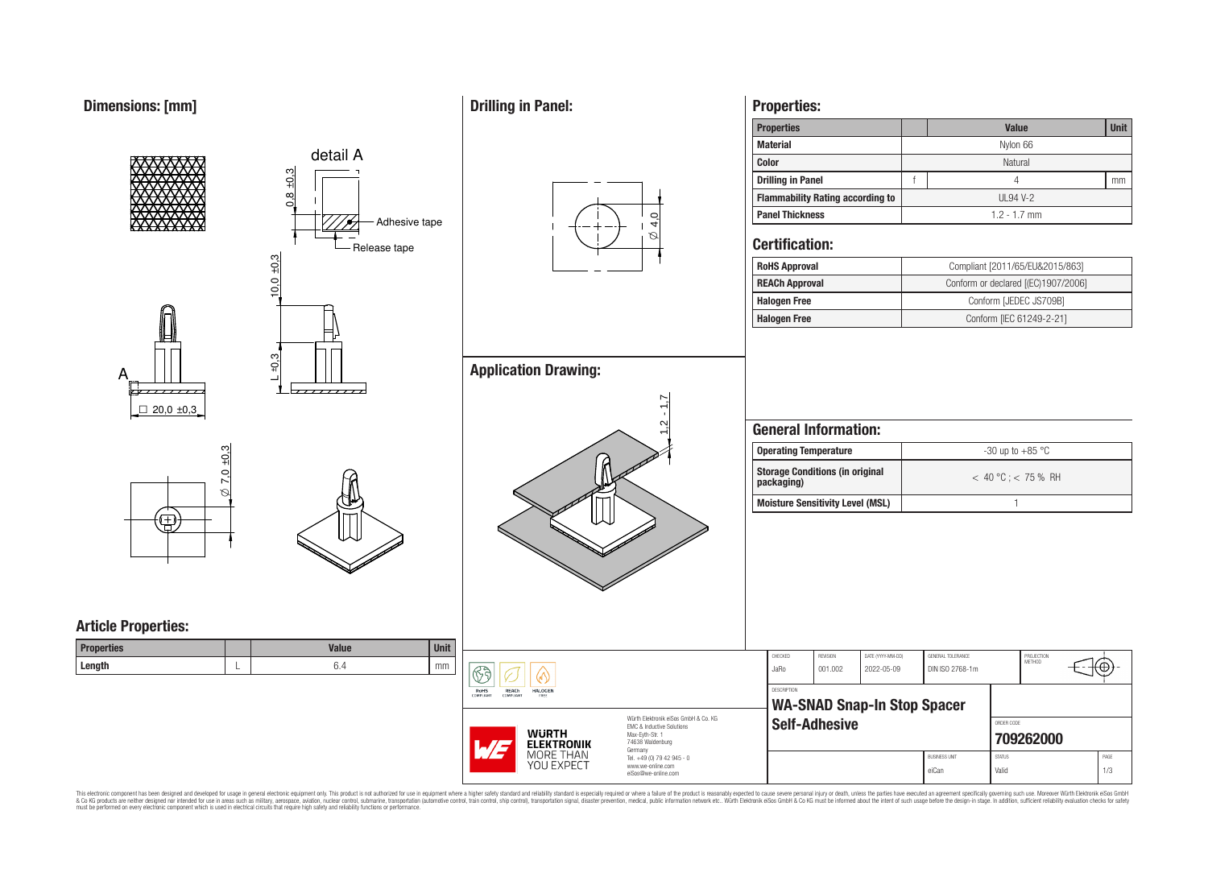## Dimensions: [mm]

detail A

0,8 ±0,3

Adhesive tape

Release tape

10,0 ±0,3

L ±0,3

A

□ 20,0 ±0,3

∅ 7,0 ±0,3

## Drilling in Panel:

∅ 4,0

## Application Drawing:

1,2 - 1,7

## Properties:

| Properties | | Value | Unit |
|---|---|---|---|
| Material | | Nylon 66 | |
| Color | | Natural | |
| Drilling in Panel | f | 4 | mm |
| Flammability Rating according to | | UL94 V-2 | |
| Panel Thickness | | 1.2 - 1.7 mm | |

## Certification:

| | |
|---|---|
| RoHS Approval | Compliant [2011/65/EU&2015/863] |
| REACh Approval | Conform or declared [(EC)1907/2006] |
| Halogen Free | Conform [JEDEC JS709B] |
| Halogen Free | Conform [IEC 61249-2-21] |

## General Information:

| | |
|---|---|
| Operating Temperature | -30 up to +85 °C |
| Storage Conditions (in original packaging) | < 40 °C ; < 75 % RH |
| Moisture Sensitivity Level (MSL) | 1 |

## Article Properties:

| Properties | | Value | Unit |
|---|---|---|---|
| Length | L | 6.4 | mm |

RoHS COMPLIANT | REACh COMPLIANT | HALOGEN FREE

WÜRTH ELEKTRONIK MORE THAN YOU EXPECT

Würth Elektronik eiSos GmbH & Co. KG
EMC & Inductive Solutions
Max-Eyth-Str. 1
74638 Waldenburg
Germany
Tel. +49 (0) 79 42 945 - 0
www.we-online.com
eiSos@we-online.com

| CHECKED | REVISION | DATE (YYYY-MM-DD) | GENERAL TOLERANCE | PROJECTION METHOD |
|---|---|---|---|---|
| JaRo | 001.002 | 2022-05-09 | DIN ISO 2768-1m | |

DESCRIPTION

**WA-SNAD Snap-In Stop Spacer Self-Adhesive**

ORDER CODE **709262000**

| BUSINESS UNIT | STATUS | PAGE |
|---|---|---|
| eiCan | Valid | 1/3 |

This electronic component has been designed and developed for usage in general electronic equipment only. This product is not authorized for use in equipment where a higher safety standard and reliability standard is especially required or where a failure of the product is reasonably expected to cause severe personal injury or death, unless the parties have executed an agreement specifically governing such use. Moreover Würth Elektronik eiSos GmbH & Co KG products are neither designed nor intended for use in areas such as military, aerospace, aviation, nuclear control, submarine, transportation (automotive control, train control, ship control), transportation signal, disaster prevention, medical, public information network etc.. Würth Elektronik eiSos GmbH & Co KG must be informed about the intent of such usage before the design-in stage. In addition, sufficient reliability evaluation checks for safety must be performed on every electronic component which is used in electrical circuits that require high safety and reliability functions or performance.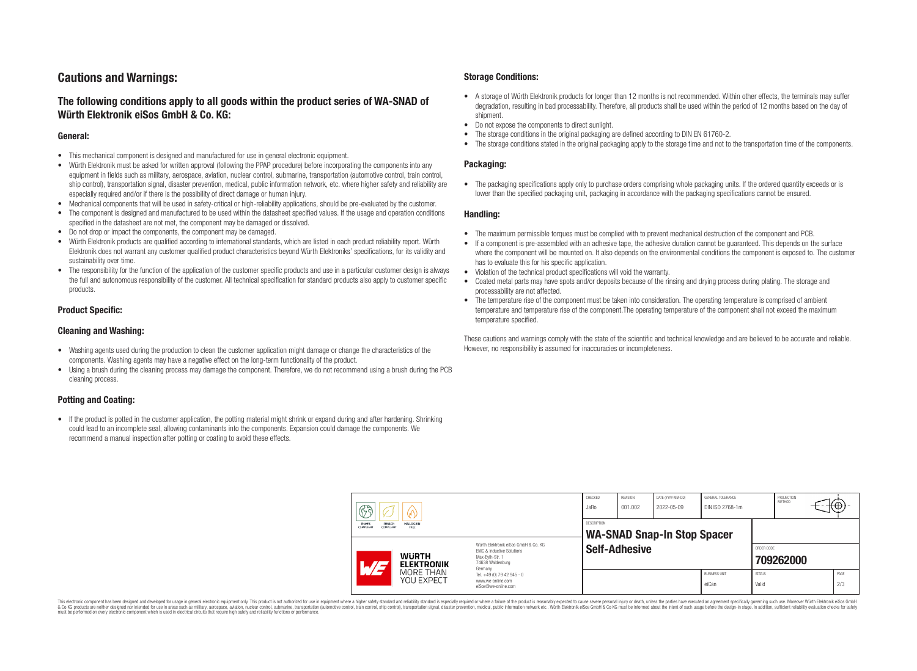# Cautions and Warnings:

## The following conditions apply to all goods within the product series of WA-SNAD of Würth Elektronik eiSos GmbH & Co. KG:

### General:

- This mechanical component is designed and manufactured for use in general electronic equipment.
- Würth Elektronik must be asked for written approval (following the PPAP procedure) before incorporating the components into any equipment in fields such as military, aerospace, aviation, nuclear control, submarine, transportation (automotive control, train control, ship control), transportation signal, disaster prevention, medical, public information network, etc. where higher safety and reliability are especially required and/or if there is the possibility of direct damage or human injury.
- Mechanical components that will be used in safety-critical or high-reliability applications, should be pre-evaluated by the customer.
- The component is designed and manufactured to be used within the datasheet specified values. If the usage and operation conditions specified in the datasheet are not met, the component may be damaged or dissolved.
- Do not drop or impact the components, the component may be damaged.
- Würth Elektronik products are qualified according to international standards, which are listed in each product reliability report. Würth Elektronik does not warrant any customer qualified product characteristics beyond Würth Elektroniks' specifications, for its validity and sustainability over time.
- The responsibility for the function of the application of the customer specific products and use in a particular customer design is always the full and autonomous responsibility of the customer. All technical specification for standard products also apply to customer specific products.

### Product Specific:

### Cleaning and Washing:

- Washing agents used during the production to clean the customer application might damage or change the characteristics of the components. Washing agents may have a negative effect on the long-term functionality of the product.
- Using a brush during the cleaning process may damage the component. Therefore, we do not recommend using a brush during the PCB cleaning process.

### Potting and Coating:

- If the product is potted in the customer application, the potting material might shrink or expand during and after hardening. Shrinking could lead to an incomplete seal, allowing contaminants into the components. Expansion could damage the components. We recommend a manual inspection after potting or coating to avoid these effects.

### Storage Conditions:

- A storage of Würth Elektronik products for longer than 12 months is not recommended. Within other effects, the terminals may suffer degradation, resulting in bad processability. Therefore, all products shall be used within the period of 12 months based on the day of shipment.
- Do not expose the components to direct sunlight.
- The storage conditions in the original packaging are defined according to DIN EN 61760-2.
- The storage conditions stated in the original packaging apply to the storage time and not to the transportation time of the components.

### Packaging:

- The packaging specifications apply only to purchase orders comprising whole packaging units. If the ordered quantity exceeds or is lower than the specified packaging unit, packaging in accordance with the packaging specifications cannot be ensured.

### Handling:

- The maximum permissible torques must be complied with to prevent mechanical destruction of the component and PCB.
- If a component is pre-assembled with an adhesive tape, the adhesive duration cannot be guaranteed. This depends on the surface where the component will be mounted on. It also depends on the environmental conditions the component is exposed to. The customer has to evaluate this for his specific application.
- Violation of the technical product specifications will void the warranty.
- Coated metal parts may have spots and/or deposits because of the rinsing and drying process during plating. The storage and processability are not affected.
- The temperature rise of the component must be taken into consideration. The operating temperature is comprised of ambient temperature and temperature rise of the component.The operating temperature of the component shall not exceed the maximum temperature specified.

These cautions and warnings comply with the state of the scientific and technical knowledge and are believed to be accurate and reliable. However, no responsibility is assumed for inaccuracies or incompleteness.

| | | | | | | |
|---|---|---|---|---|---|---|
| RoHS COMPLIANT / REACh COMPLIANT / HALOGEN FREE | CHECKED JaRo | REVISION 001.002 | DATE (YYYY-MM-DD) 2022-05-09 | GENERAL TOLERANCE DIN ISO 2768-1m | PROJECTION METHOD | |
| Würth Elektronik eiSos GmbH & Co. KG, EMC & Inductive Solutions, Max-Eyth-Str. 1, 74638 Waldenburg, Germany, Tel. +49 (0) 79 42 945 - 0, www.we-online.com, eiSos@we-online.com | DESCRIPTION **WA-SNAD Snap-In Stop Spacer Self-Adhesive** | | | | ORDER CODE **709262000** | |
| | | | | BUSINESS UNIT eiCan | STATUS Valid | PAGE 2/3 |

This electronic component has been designed and developed for usage in general electronic equipment only. This product is not authorized for use in equipment where a higher safety standard and reliability standard is especially required or where a failure of the product is reasonably expected to cause severe personal injury or death, unless the parties have executed an agreement specifically governing such use. Moreover Würth Elektronik eiSos GmbH & Co KG products are neither designed nor intended for use in areas such as military, aerospace, aviation, nuclear control, submarine, transportation (automotive control, train control, ship control), transportation signal, disaster prevention, medical, public information network etc.. Würth Elektronik eiSos GmbH & Co KG must be informed about the intent of such usage before the design-in stage. In addition, sufficient reliability evaluation checks for safety must be performed on every electronic component which is used in electrical circuits that require high safety and reliability functions or performance.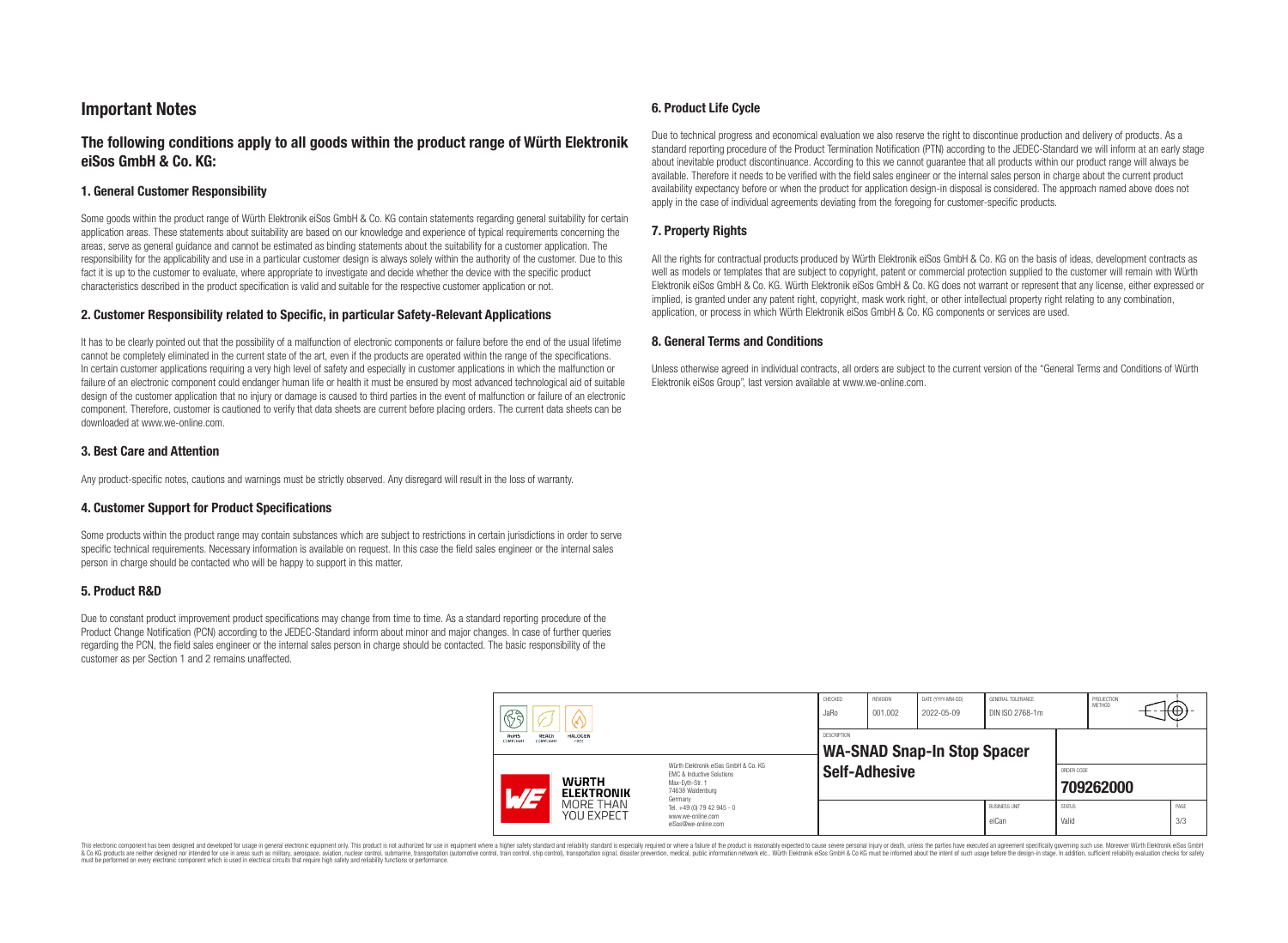# Important Notes

## The following conditions apply to all goods within the product range of Würth Elektronik eiSos GmbH & Co. KG:

### 1. General Customer Responsibility

Some goods within the product range of Würth Elektronik eiSos GmbH & Co. KG contain statements regarding general suitability for certain application areas. These statements about suitability are based on our knowledge and experience of typical requirements concerning the areas, serve as general guidance and cannot be estimated as binding statements about the suitability for a customer application. The responsibility for the applicability and use in a particular customer design is always solely within the authority of the customer. Due to this fact it is up to the customer to evaluate, where appropriate to investigate and decide whether the device with the specific product characteristics described in the product specification is valid and suitable for the respective customer application or not.

### 2. Customer Responsibility related to Specific, in particular Safety-Relevant Applications

It has to be clearly pointed out that the possibility of a malfunction of electronic components or failure before the end of the usual lifetime cannot be completely eliminated in the current state of the art, even if the products are operated within the range of the specifications. In certain customer applications requiring a very high level of safety and especially in customer applications in which the malfunction or failure of an electronic component could endanger human life or health it must be ensured by most advanced technological aid of suitable design of the customer application that no injury or damage is caused to third parties in the event of malfunction or failure of an electronic component. Therefore, customer is cautioned to verify that data sheets are current before placing orders. The current data sheets can be downloaded at www.we-online.com.

### 3. Best Care and Attention

Any product-specific notes, cautions and warnings must be strictly observed. Any disregard will result in the loss of warranty.

### 4. Customer Support for Product Specifications

Some products within the product range may contain substances which are subject to restrictions in certain jurisdictions in order to serve specific technical requirements. Necessary information is available on request. In this case the field sales engineer or the internal sales person in charge should be contacted who will be happy to support in this matter.

### 5. Product R&D

Due to constant product improvement product specifications may change from time to time. As a standard reporting procedure of the Product Change Notification (PCN) according to the JEDEC-Standard inform about minor and major changes. In case of further queries regarding the PCN, the field sales engineer or the internal sales person in charge should be contacted. The basic responsibility of the customer as per Section 1 and 2 remains unaffected.

### 6. Product Life Cycle

Due to technical progress and economical evaluation we also reserve the right to discontinue production and delivery of products. As a standard reporting procedure of the Product Termination Notification (PTN) according to the JEDEC-Standard we will inform at an early stage about inevitable product discontinuance. According to this we cannot guarantee that all products within our product range will always be available. Therefore it needs to be verified with the field sales engineer or the internal sales person in charge about the current product availability expectancy before or when the product for application design-in disposal is considered. The approach named above does not apply in the case of individual agreements deviating from the foregoing for customer-specific products.

### 7. Property Rights

All the rights for contractual products produced by Würth Elektronik eiSos GmbH & Co. KG on the basis of ideas, development contracts as well as models or templates that are subject to copyright, patent or commercial protection supplied to the customer will remain with Würth Elektronik eiSos GmbH & Co. KG. Würth Elektronik eiSos GmbH & Co. KG does not warrant or represent that any license, either expressed or implied, is granted under any patent right, copyright, mask work right, or other intellectual property right relating to any combination, application, or process in which Würth Elektronik eiSos GmbH & Co. KG components or services are used.

### 8. General Terms and Conditions

Unless otherwise agreed in individual contracts, all orders are subject to the current version of the "General Terms and Conditions of Würth Elektronik eiSos Group", last version available at www.we-online.com.

| | | | | | | | |
|---|---|---|---|---|---|---|---|
| RoHS COMPLIANT / REACH COMPLIANT / HALOGEN FREE | CHECKED JaRo | REVISION 001.002 | DATE (YYYY-MM-DD) 2022-05-09 | GENERAL TOLERANCE DIN ISO 2768-1m | | PROJECTION METHOD | |
| | DESCRIPTION **WA-SNAD Snap-In Stop Spacer Self-Adhesive** | | | | | | |
| WÜRTH ELEKTRONIK MORE THAN YOU EXPECT — Würth Elektronik eiSos GmbH & Co. KG, EMC & Inductive Solutions, Max-Eyth-Str. 1, 74638 Waldenburg, Germany, Tel. +49 (0) 79 42 945 - 0, www.we-online.com, eiSos@we-online.com | | | | | ORDER CODE **709262000** | | |
| | | | | BUSINESS UNIT eiCan | STATUS Valid | | PAGE 3/3 |

This electronic component has been designed and developed for usage in general electronic equipment only. This product is not authorized for use in equipment where a higher safety standard and reliability standard is especially required or where a failure of the product is reasonably expected to cause severe personal injury or death, unless the parties have executed an agreement specifically governing such use. Moreover Würth Elektronik eiSos GmbH & Co KG products are neither designed nor intended for use in areas such as military, aerospace, aviation, nuclear control, submarine, transportation (automotive control, train control, ship control), transportation signal, disaster prevention, medical, public information network etc.. Würth Elektronik eiSos GmbH & Co KG must be informed about the intent of such usage before the design-in stage. In addition, sufficient reliability evaluation checks for safety must be performed on every electronic component which is used in electrical circuits that require high safety and reliability functions or performance.